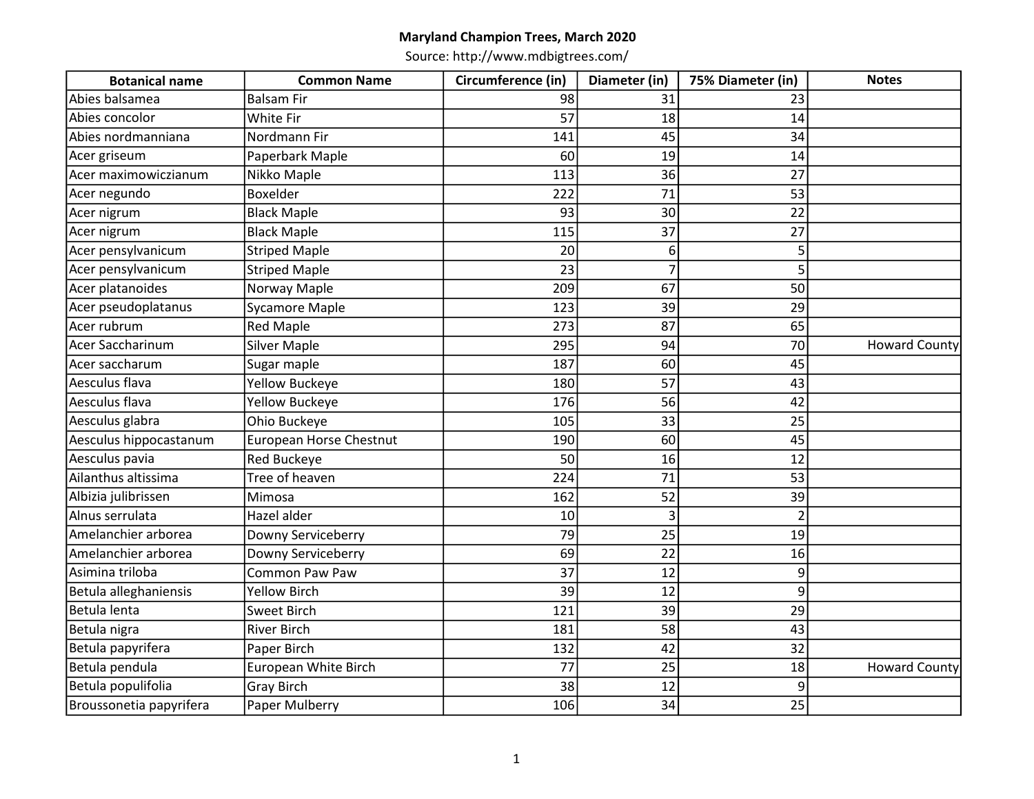**Maryland Champion Trees, March 2020**

Source: http://www.mdbigtrees.com/

| Botanical name | Common Name | Circumference (in) | Diameter (in) | 75% Diameter (in) | Notes |
|---|---|---|---|---|---|
| Abies balsamea | Balsam Fir | 98 | 31 | 23 | |
| Abies concolor | White Fir | 57 | 18 | 14 | |
| Abies nordmanniana | Nordmann Fir | 141 | 45 | 34 | |
| Acer griseum | Paperbark Maple | 60 | 19 | 14 | |
| Acer maximowiczianum | Nikko Maple | 113 | 36 | 27 | |
| Acer negundo | Boxelder | 222 | 71 | 53 | |
| Acer nigrum | Black Maple | 93 | 30 | 22 | |
| Acer nigrum | Black Maple | 115 | 37 | 27 | |
| Acer pensylvanicum | Striped Maple | 20 | 6 | 5 | |
| Acer pensylvanicum | Striped Maple | 23 | 7 | 5 | |
| Acer platanoides | Norway Maple | 209 | 67 | 50 | |
| Acer pseudoplatanus | Sycamore Maple | 123 | 39 | 29 | |
| Acer rubrum | Red Maple | 273 | 87 | 65 | |
| Acer Saccharinum | Silver Maple | 295 | 94 | 70 | Howard County |
| Acer saccharum | Sugar maple | 187 | 60 | 45 | |
| Aesculus flava | Yellow Buckeye | 180 | 57 | 43 | |
| Aesculus flava | Yellow Buckeye | 176 | 56 | 42 | |
| Aesculus glabra | Ohio Buckeye | 105 | 33 | 25 | |
| Aesculus hippocastanum | European Horse Chestnut | 190 | 60 | 45 | |
| Aesculus pavia | Red Buckeye | 50 | 16 | 12 | |
| Ailanthus altissima | Tree of heaven | 224 | 71 | 53 | |
| Albizia julibrissen | Mimosa | 162 | 52 | 39 | |
| Alnus serrulata | Hazel alder | 10 | 3 | 2 | |
| Amelanchier arborea | Downy Serviceberry | 79 | 25 | 19 | |
| Amelanchier arborea | Downy Serviceberry | 69 | 22 | 16 | |
| Asimina triloba | Common Paw Paw | 37 | 12 | 9 | |
| Betula alleghaniensis | Yellow Birch | 39 | 12 | 9 | |
| Betula lenta | Sweet Birch | 121 | 39 | 29 | |
| Betula nigra | River Birch | 181 | 58 | 43 | |
| Betula papyrifera | Paper Birch | 132 | 42 | 32 | |
| Betula pendula | European White Birch | 77 | 25 | 18 | Howard County |
| Betula populifolia | Gray Birch | 38 | 12 | 9 | |
| Broussonetia papyrifera | Paper Mulberry | 106 | 34 | 25 | |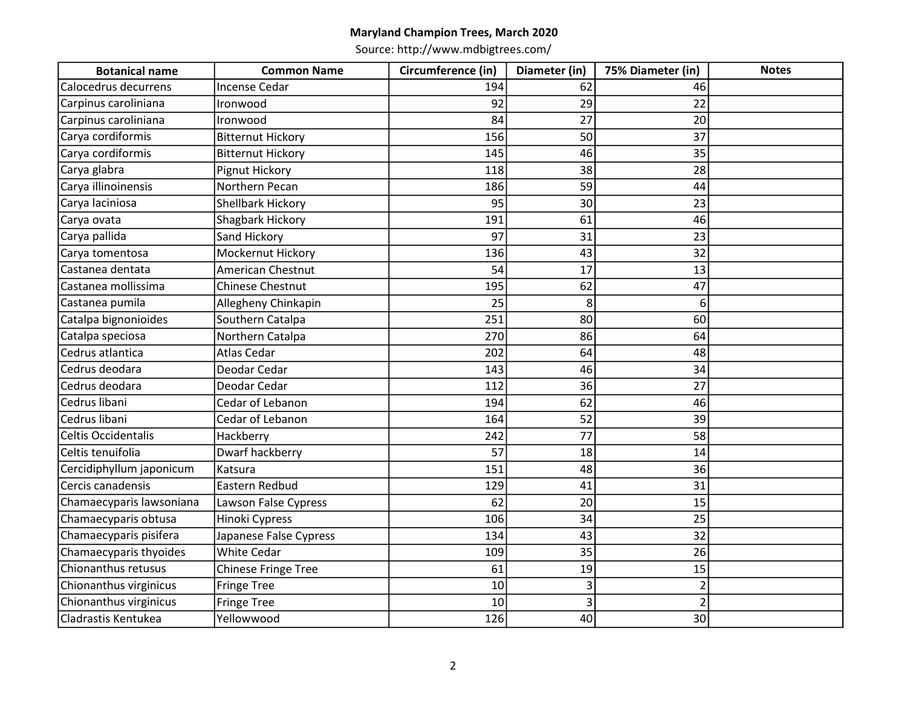**Maryland Champion Trees, March 2020**

Source: http://www.mdbigtrees.com/

| Botanical name | Common Name | Circumference (in) | Diameter (in) | 75% Diameter (in) | Notes |
|---|---|---|---|---|---|
| Calocedrus decurrens | Incense Cedar | 194 | 62 | 46 | |
| Carpinus caroliniana | Ironwood | 92 | 29 | 22 | |
| Carpinus caroliniana | Ironwood | 84 | 27 | 20 | |
| Carya cordiformis | Bitternut Hickory | 156 | 50 | 37 | |
| Carya cordiformis | Bitternut Hickory | 145 | 46 | 35 | |
| Carya glabra | Pignut Hickory | 118 | 38 | 28 | |
| Carya illinoinensis | Northern Pecan | 186 | 59 | 44 | |
| Carya laciniosa | Shellbark Hickory | 95 | 30 | 23 | |
| Carya ovata | Shagbark Hickory | 191 | 61 | 46 | |
| Carya pallida | Sand Hickory | 97 | 31 | 23 | |
| Carya tomentosa | Mockernut Hickory | 136 | 43 | 32 | |
| Castanea dentata | American Chestnut | 54 | 17 | 13 | |
| Castanea mollissima | Chinese Chestnut | 195 | 62 | 47 | |
| Castanea pumila | Allegheny Chinkapin | 25 | 8 | 6 | |
| Catalpa bignonioides | Southern Catalpa | 251 | 80 | 60 | |
| Catalpa speciosa | Northern Catalpa | 270 | 86 | 64 | |
| Cedrus atlantica | Atlas Cedar | 202 | 64 | 48 | |
| Cedrus deodara | Deodar Cedar | 143 | 46 | 34 | |
| Cedrus deodara | Deodar Cedar | 112 | 36 | 27 | |
| Cedrus libani | Cedar of Lebanon | 194 | 62 | 46 | |
| Cedrus libani | Cedar of Lebanon | 164 | 52 | 39 | |
| Celtis Occidentalis | Hackberry | 242 | 77 | 58 | |
| Celtis tenuifolia | Dwarf hackberry | 57 | 18 | 14 | |
| Cercidiphyllum japonicum | Katsura | 151 | 48 | 36 | |
| Cercis canadensis | Eastern Redbud | 129 | 41 | 31 | |
| Chamaecyparis lawsoniana | Lawson False Cypress | 62 | 20 | 15 | |
| Chamaecyparis obtusa | Hinoki Cypress | 106 | 34 | 25 | |
| Chamaecyparis pisifera | Japanese False Cypress | 134 | 43 | 32 | |
| Chamaecyparis thyoides | White Cedar | 109 | 35 | 26 | |
| Chionanthus retusus | Chinese Fringe Tree | 61 | 19 | 15 | |
| Chionanthus virginicus | Fringe Tree | 10 | 3 | 2 | |
| Chionanthus virginicus | Fringe Tree | 10 | 3 | 2 | |
| Cladrastis Kentukea | Yellowwood | 126 | 40 | 30 | |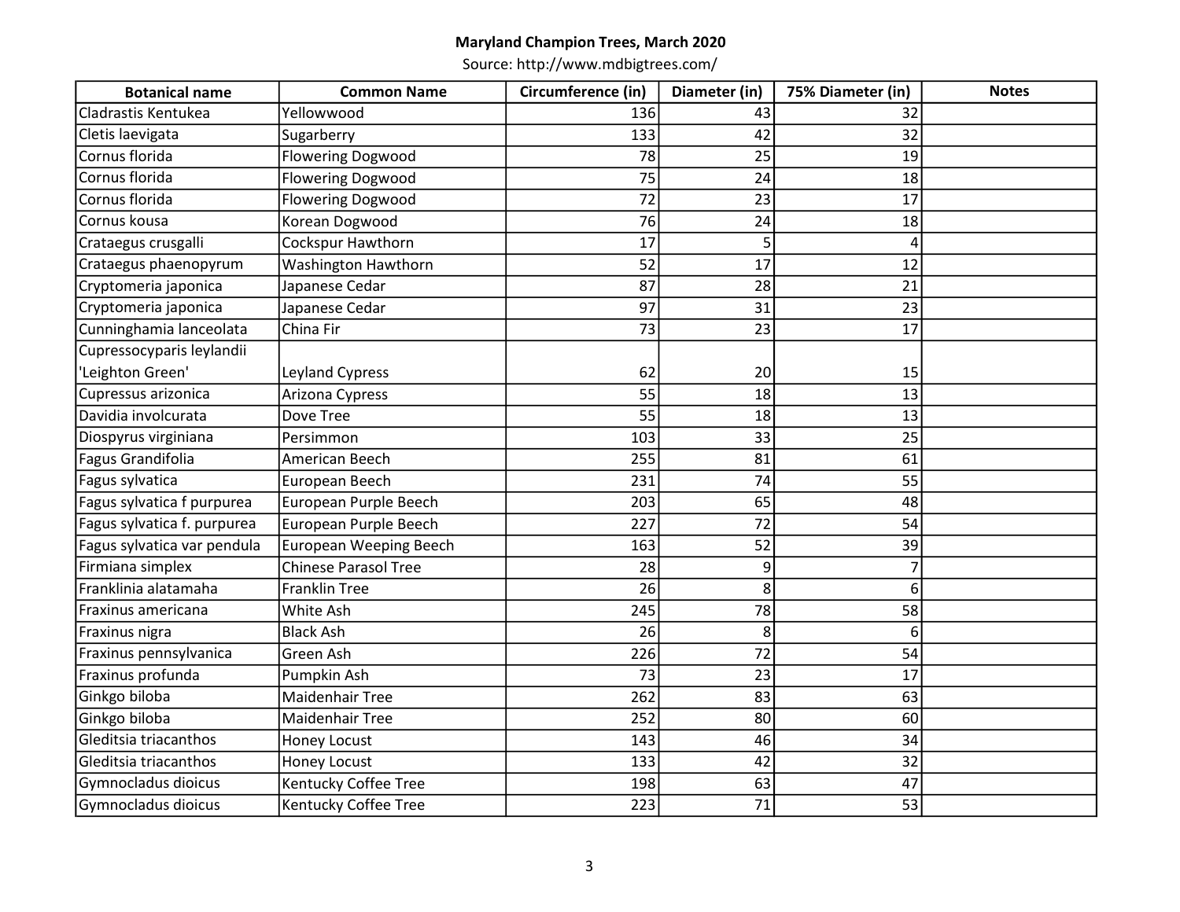**Maryland Champion Trees, March 2020**

Source: http://www.mdbigtrees.com/

| Botanical name | Common Name | Circumference (in) | Diameter (in) | 75% Diameter (in) | Notes |
|---|---|---|---|---|---|
| Cladrastis Kentukea | Yellowwood | 136 | 43 | 32 | |
| Cletis laevigata | Sugarberry | 133 | 42 | 32 | |
| Cornus florida | Flowering Dogwood | 78 | 25 | 19 | |
| Cornus florida | Flowering Dogwood | 75 | 24 | 18 | |
| Cornus florida | Flowering Dogwood | 72 | 23 | 17 | |
| Cornus kousa | Korean Dogwood | 76 | 24 | 18 | |
| Crataegus crusgalli | Cockspur Hawthorn | 17 | 5 | 4 | |
| Crataegus phaenopyrum | Washington Hawthorn | 52 | 17 | 12 | |
| Cryptomeria japonica | Japanese Cedar | 87 | 28 | 21 | |
| Cryptomeria japonica | Japanese Cedar | 97 | 31 | 23 | |
| Cunninghamia lanceolata | China Fir | 73 | 23 | 17 | |
| Cupressocyparis leylandii 'Leighton Green' | Leyland Cypress | 62 | 20 | 15 | |
| Cupressus arizonica | Arizona Cypress | 55 | 18 | 13 | |
| Davidia involcurata | Dove Tree | 55 | 18 | 13 | |
| Diospyrus virginiana | Persimmon | 103 | 33 | 25 | |
| Fagus Grandifolia | American Beech | 255 | 81 | 61 | |
| Fagus sylvatica | European Beech | 231 | 74 | 55 | |
| Fagus sylvatica f purpurea | European Purple Beech | 203 | 65 | 48 | |
| Fagus sylvatica f. purpurea | European Purple Beech | 227 | 72 | 54 | |
| Fagus sylvatica var pendula | European Weeping Beech | 163 | 52 | 39 | |
| Firmiana simplex | Chinese Parasol Tree | 28 | 9 | 7 | |
| Franklinia alatamaha | Franklin Tree | 26 | 8 | 6 | |
| Fraxinus americana | White Ash | 245 | 78 | 58 | |
| Fraxinus nigra | Black Ash | 26 | 8 | 6 | |
| Fraxinus pennsylvanica | Green Ash | 226 | 72 | 54 | |
| Fraxinus profunda | Pumpkin Ash | 73 | 23 | 17 | |
| Ginkgo biloba | Maidenhair Tree | 262 | 83 | 63 | |
| Ginkgo biloba | Maidenhair Tree | 252 | 80 | 60 | |
| Gleditsia triacanthos | Honey Locust | 143 | 46 | 34 | |
| Gleditsia triacanthos | Honey Locust | 133 | 42 | 32 | |
| Gymnocladus dioicus | Kentucky Coffee Tree | 198 | 63 | 47 | |
| Gymnocladus dioicus | Kentucky Coffee Tree | 223 | 71 | 53 | |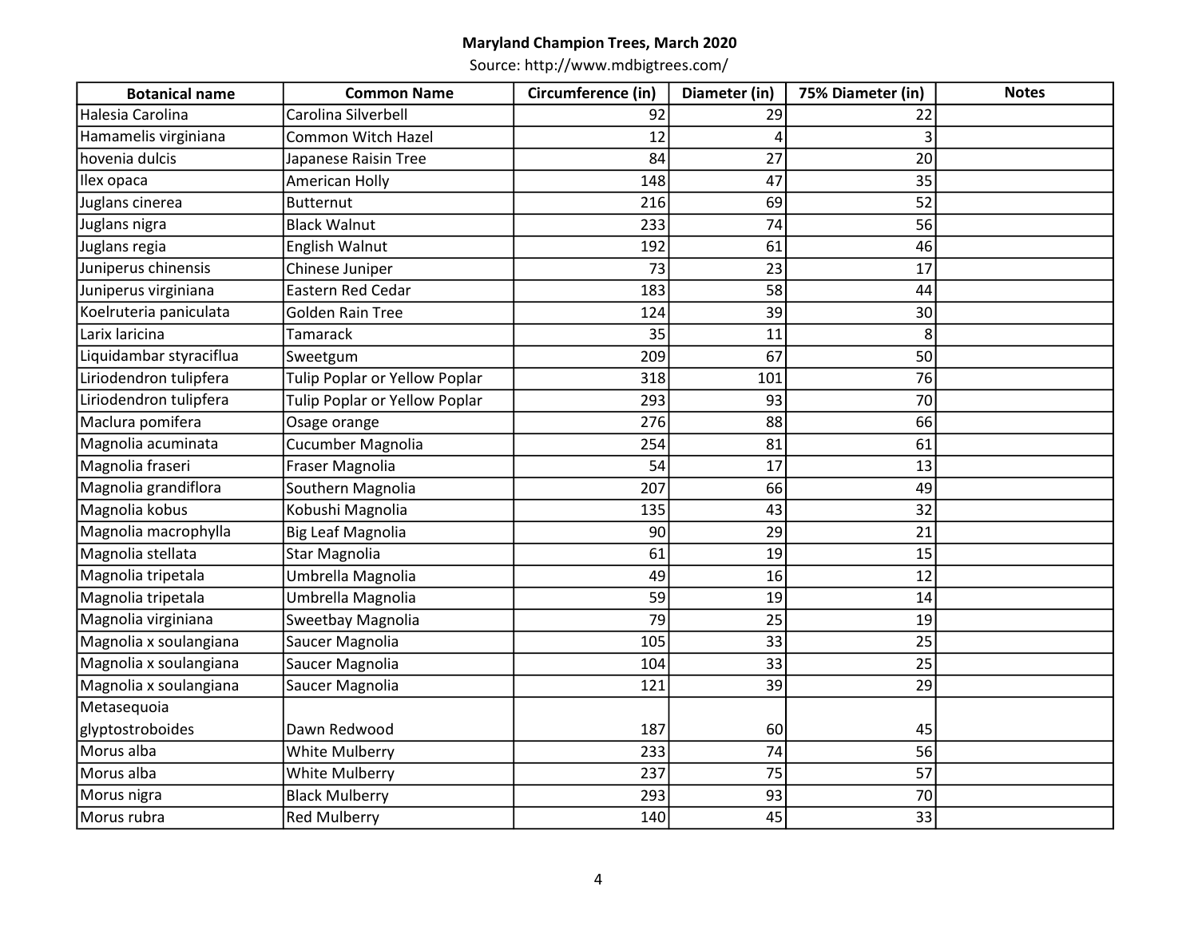**Maryland Champion Trees, March 2020**

Source: http://www.mdbigtrees.com/

| Botanical name | Common Name | Circumference (in) | Diameter (in) | 75% Diameter (in) | Notes |
|---|---|---|---|---|---|
| Halesia Carolina | Carolina Silverbell | 92 | 29 | 22 | |
| Hamamelis virginiana | Common Witch Hazel | 12 | 4 | 3 | |
| hovenia dulcis | Japanese Raisin Tree | 84 | 27 | 20 | |
| Ilex opaca | American Holly | 148 | 47 | 35 | |
| Juglans cinerea | Butternut | 216 | 69 | 52 | |
| Juglans nigra | Black Walnut | 233 | 74 | 56 | |
| Juglans regia | English Walnut | 192 | 61 | 46 | |
| Juniperus chinensis | Chinese Juniper | 73 | 23 | 17 | |
| Juniperus virginiana | Eastern Red Cedar | 183 | 58 | 44 | |
| Koelruteria paniculata | Golden Rain Tree | 124 | 39 | 30 | |
| Larix laricina | Tamarack | 35 | 11 | 8 | |
| Liquidambar styraciflua | Sweetgum | 209 | 67 | 50 | |
| Liriodendron tulipfera | Tulip Poplar or Yellow Poplar | 318 | 101 | 76 | |
| Liriodendron tulipfera | Tulip Poplar or Yellow Poplar | 293 | 93 | 70 | |
| Maclura pomifera | Osage orange | 276 | 88 | 66 | |
| Magnolia acuminata | Cucumber Magnolia | 254 | 81 | 61 | |
| Magnolia fraseri | Fraser Magnolia | 54 | 17 | 13 | |
| Magnolia grandiflora | Southern Magnolia | 207 | 66 | 49 | |
| Magnolia kobus | Kobushi Magnolia | 135 | 43 | 32 | |
| Magnolia macrophylla | Big Leaf Magnolia | 90 | 29 | 21 | |
| Magnolia stellata | Star Magnolia | 61 | 19 | 15 | |
| Magnolia tripetala | Umbrella Magnolia | 49 | 16 | 12 | |
| Magnolia tripetala | Umbrella Magnolia | 59 | 19 | 14 | |
| Magnolia virginiana | Sweetbay Magnolia | 79 | 25 | 19 | |
| Magnolia x soulangiana | Saucer Magnolia | 105 | 33 | 25 | |
| Magnolia x soulangiana | Saucer Magnolia | 104 | 33 | 25 | |
| Magnolia x soulangiana | Saucer Magnolia | 121 | 39 | 29 | |
| Metasequoia glyptostroboides | Dawn Redwood | 187 | 60 | 45 | |
| Morus alba | White Mulberry | 233 | 74 | 56 | |
| Morus alba | White Mulberry | 237 | 75 | 57 | |
| Morus nigra | Black Mulberry | 293 | 93 | 70 | |
| Morus rubra | Red Mulberry | 140 | 45 | 33 | |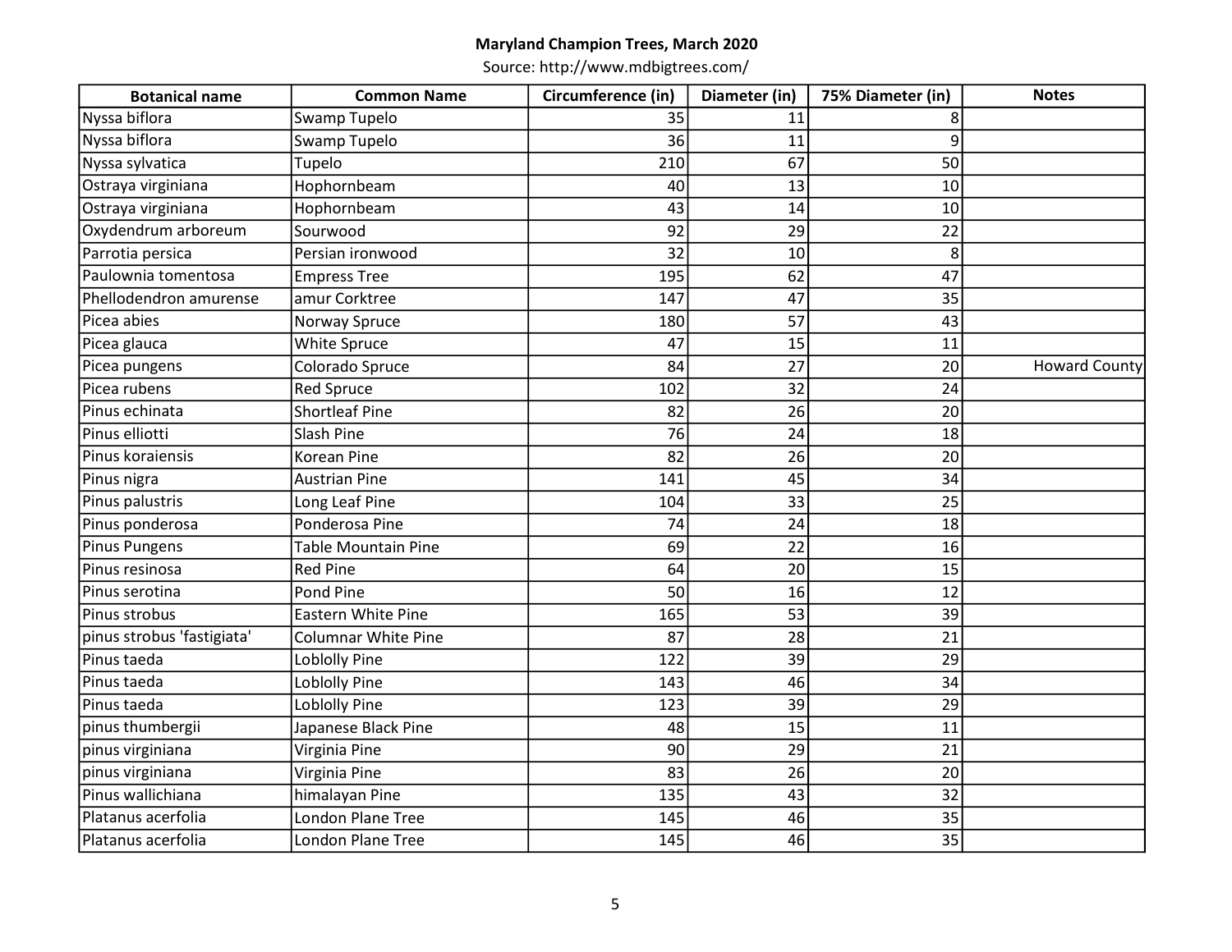**Maryland Champion Trees, March 2020**

Source: http://www.mdbigtrees.com/

| Botanical name | Common Name | Circumference (in) | Diameter (in) | 75% Diameter (in) | Notes |
|---|---|---|---|---|---|
| Nyssa biflora | Swamp Tupelo | 35 | 11 | 8 | |
| Nyssa biflora | Swamp Tupelo | 36 | 11 | 9 | |
| Nyssa sylvatica | Tupelo | 210 | 67 | 50 | |
| Ostraya virginiana | Hophornbeam | 40 | 13 | 10 | |
| Ostraya virginiana | Hophornbeam | 43 | 14 | 10 | |
| Oxydendrum arboreum | Sourwood | 92 | 29 | 22 | |
| Parrotia persica | Persian ironwood | 32 | 10 | 8 | |
| Paulownia tomentosa | Empress Tree | 195 | 62 | 47 | |
| Phellodendron amurense | amur Corktree | 147 | 47 | 35 | |
| Picea abies | Norway Spruce | 180 | 57 | 43 | |
| Picea glauca | White Spruce | 47 | 15 | 11 | |
| Picea pungens | Colorado Spruce | 84 | 27 | 20 | Howard County |
| Picea rubens | Red Spruce | 102 | 32 | 24 | |
| Pinus echinata | Shortleaf Pine | 82 | 26 | 20 | |
| Pinus elliotti | Slash Pine | 76 | 24 | 18 | |
| Pinus koraiensis | Korean Pine | 82 | 26 | 20 | |
| Pinus nigra | Austrian Pine | 141 | 45 | 34 | |
| Pinus palustris | Long Leaf Pine | 104 | 33 | 25 | |
| Pinus ponderosa | Ponderosa Pine | 74 | 24 | 18 | |
| Pinus Pungens | Table Mountain Pine | 69 | 22 | 16 | |
| Pinus resinosa | Red Pine | 64 | 20 | 15 | |
| Pinus serotina | Pond Pine | 50 | 16 | 12 | |
| Pinus strobus | Eastern White Pine | 165 | 53 | 39 | |
| pinus strobus 'fastigiata' | Columnar White Pine | 87 | 28 | 21 | |
| Pinus taeda | Loblolly Pine | 122 | 39 | 29 | |
| Pinus taeda | Loblolly Pine | 143 | 46 | 34 | |
| Pinus taeda | Loblolly Pine | 123 | 39 | 29 | |
| pinus thumbergii | Japanese Black Pine | 48 | 15 | 11 | |
| pinus virginiana | Virginia Pine | 90 | 29 | 21 | |
| pinus virginiana | Virginia Pine | 83 | 26 | 20 | |
| Pinus wallichiana | himalayan Pine | 135 | 43 | 32 | |
| Platanus acerfolia | London Plane Tree | 145 | 46 | 35 | |
| Platanus acerfolia | London Plane Tree | 145 | 46 | 35 | |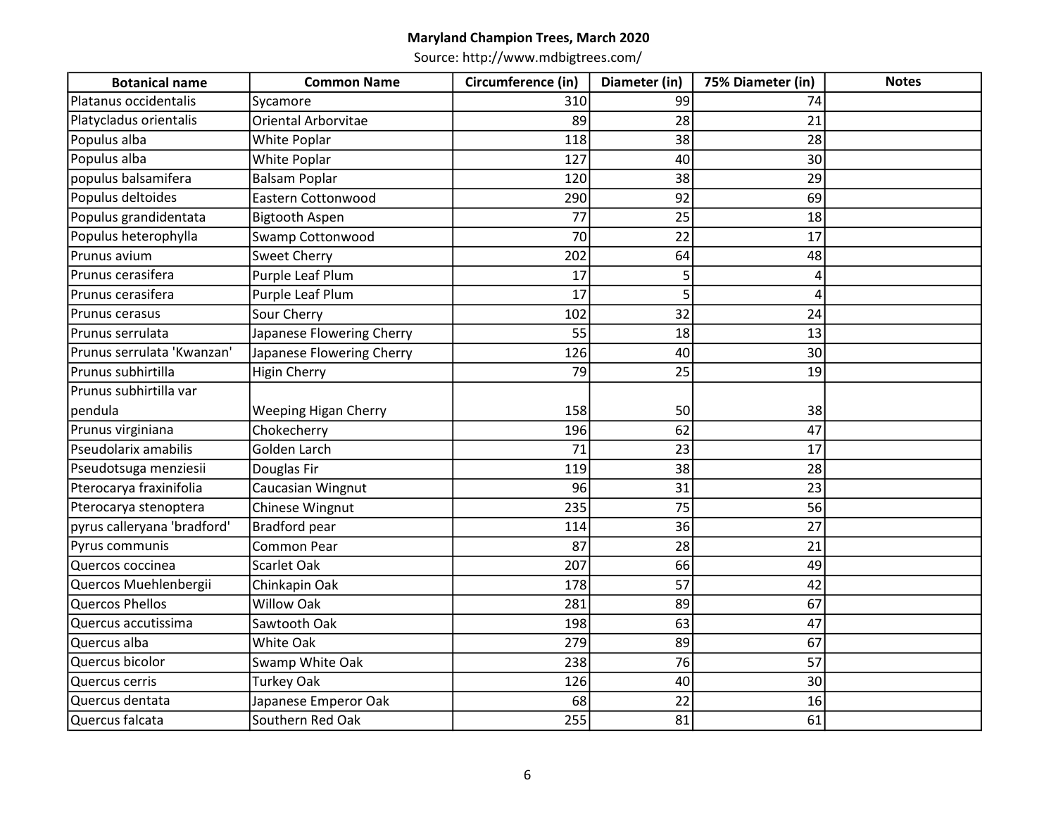**Maryland Champion Trees, March 2020**

Source: http://www.mdbigtrees.com/

| Botanical name | Common Name | Circumference (in) | Diameter (in) | 75% Diameter (in) | Notes |
|---|---|---|---|---|---|
| Platanus occidentalis | Sycamore | 310 | 99 | 74 | |
| Platycladus orientalis | Oriental Arborvitae | 89 | 28 | 21 | |
| Populus alba | White Poplar | 118 | 38 | 28 | |
| Populus alba | White Poplar | 127 | 40 | 30 | |
| populus balsamifera | Balsam Poplar | 120 | 38 | 29 | |
| Populus deltoides | Eastern Cottonwood | 290 | 92 | 69 | |
| Populus grandidentata | Bigtooth Aspen | 77 | 25 | 18 | |
| Populus heterophylla | Swamp Cottonwood | 70 | 22 | 17 | |
| Prunus avium | Sweet Cherry | 202 | 64 | 48 | |
| Prunus cerasifera | Purple Leaf Plum | 17 | 5 | 4 | |
| Prunus cerasifera | Purple Leaf Plum | 17 | 5 | 4 | |
| Prunus cerasus | Sour Cherry | 102 | 32 | 24 | |
| Prunus serrulata | Japanese Flowering Cherry | 55 | 18 | 13 | |
| Prunus serrulata 'Kwanzan' | Japanese Flowering Cherry | 126 | 40 | 30 | |
| Prunus subhirtilla | Higin Cherry | 79 | 25 | 19 | |
| Prunus subhirtilla var pendula | Weeping Higan Cherry | 158 | 50 | 38 | |
| Prunus virginiana | Chokecherry | 196 | 62 | 47 | |
| Pseudolarix amabilis | Golden Larch | 71 | 23 | 17 | |
| Pseudotsuga menziesii | Douglas Fir | 119 | 38 | 28 | |
| Pterocarya fraxinifolia | Caucasian Wingnut | 96 | 31 | 23 | |
| Pterocarya stenoptera | Chinese Wingnut | 235 | 75 | 56 | |
| pyrus calleryana 'bradford' | Bradford pear | 114 | 36 | 27 | |
| Pyrus communis | Common Pear | 87 | 28 | 21 | |
| Quercos coccinea | Scarlet Oak | 207 | 66 | 49 | |
| Quercos Muehlenbergii | Chinkapin Oak | 178 | 57 | 42 | |
| Quercos Phellos | Willow Oak | 281 | 89 | 67 | |
| Quercus accutissima | Sawtooth Oak | 198 | 63 | 47 | |
| Quercus alba | White Oak | 279 | 89 | 67 | |
| Quercus bicolor | Swamp White Oak | 238 | 76 | 57 | |
| Quercus cerris | Turkey Oak | 126 | 40 | 30 | |
| Quercus dentata | Japanese Emperor Oak | 68 | 22 | 16 | |
| Quercus falcata | Southern Red Oak | 255 | 81 | 61 | |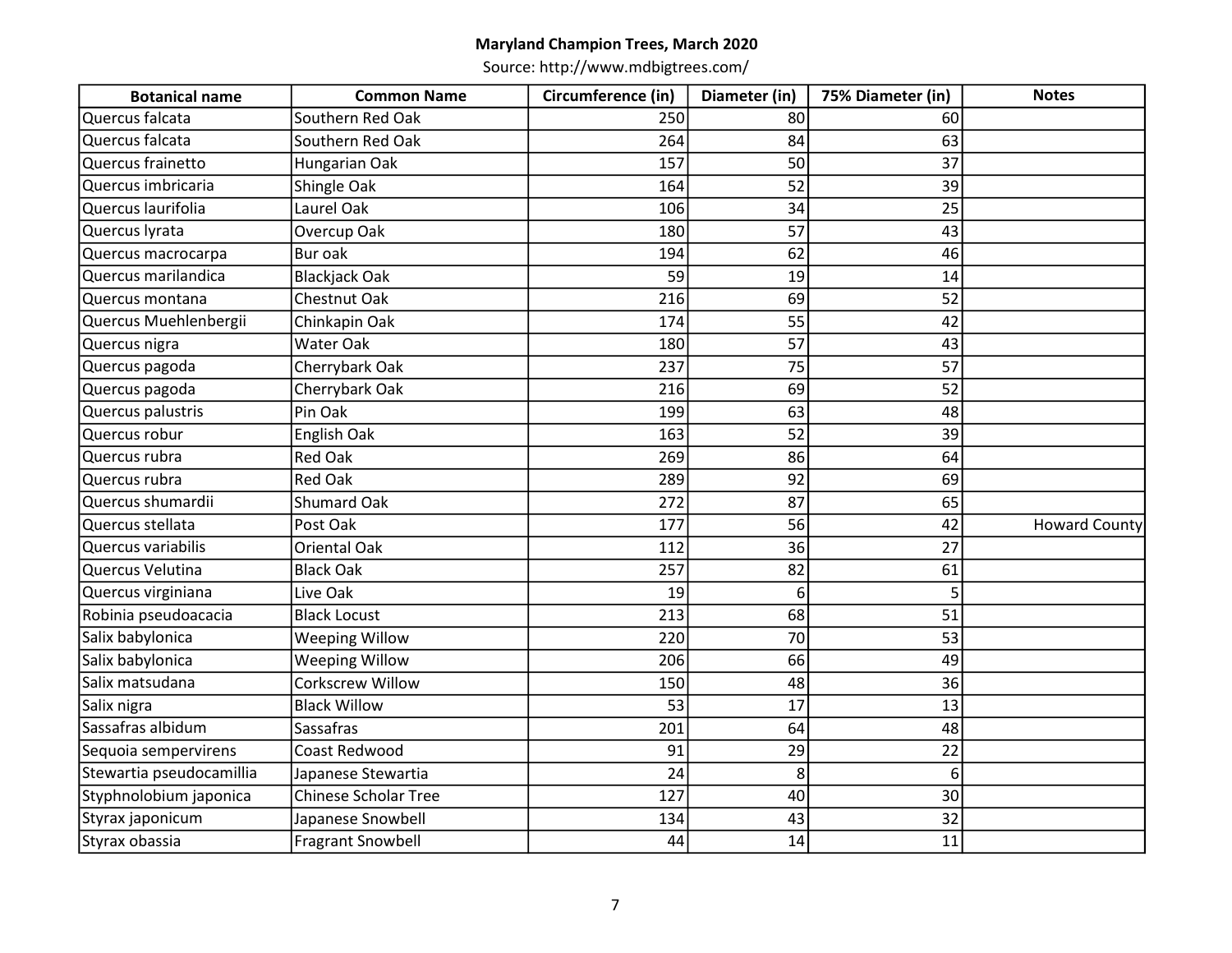**Maryland Champion Trees, March 2020**

Source: http://www.mdbigtrees.com/

| Botanical name | Common Name | Circumference (in) | Diameter (in) | 75% Diameter (in) | Notes |
|---|---|---|---|---|---|
| Quercus falcata | Southern Red Oak | 250 | 80 | 60 | |
| Quercus falcata | Southern Red Oak | 264 | 84 | 63 | |
| Quercus frainetto | Hungarian Oak | 157 | 50 | 37 | |
| Quercus imbricaria | Shingle Oak | 164 | 52 | 39 | |
| Quercus laurifolia | Laurel Oak | 106 | 34 | 25 | |
| Quercus lyrata | Overcup Oak | 180 | 57 | 43 | |
| Quercus macrocarpa | Bur oak | 194 | 62 | 46 | |
| Quercus marilandica | Blackjack Oak | 59 | 19 | 14 | |
| Quercus montana | Chestnut Oak | 216 | 69 | 52 | |
| Quercus Muehlenbergii | Chinkapin Oak | 174 | 55 | 42 | |
| Quercus nigra | Water Oak | 180 | 57 | 43 | |
| Quercus pagoda | Cherrybark Oak | 237 | 75 | 57 | |
| Quercus pagoda | Cherrybark Oak | 216 | 69 | 52 | |
| Quercus palustris | Pin Oak | 199 | 63 | 48 | |
| Quercus robur | English Oak | 163 | 52 | 39 | |
| Quercus rubra | Red Oak | 269 | 86 | 64 | |
| Quercus rubra | Red Oak | 289 | 92 | 69 | |
| Quercus shumardii | Shumard Oak | 272 | 87 | 65 | |
| Quercus stellata | Post Oak | 177 | 56 | 42 | Howard County |
| Quercus variabilis | Oriental Oak | 112 | 36 | 27 | |
| Quercus Velutina | Black Oak | 257 | 82 | 61 | |
| Quercus virginiana | Live Oak | 19 | 6 | 5 | |
| Robinia pseudoacacia | Black Locust | 213 | 68 | 51 | |
| Salix babylonica | Weeping Willow | 220 | 70 | 53 | |
| Salix babylonica | Weeping Willow | 206 | 66 | 49 | |
| Salix matsudana | Corkscrew Willow | 150 | 48 | 36 | |
| Salix nigra | Black Willow | 53 | 17 | 13 | |
| Sassafras albidum | Sassafras | 201 | 64 | 48 | |
| Sequoia sempervirens | Coast Redwood | 91 | 29 | 22 | |
| Stewartia pseudocamillia | Japanese Stewartia | 24 | 8 | 6 | |
| Styphnolobium japonica | Chinese Scholar Tree | 127 | 40 | 30 | |
| Styrax japonicum | Japanese Snowbell | 134 | 43 | 32 | |
| Styrax obassia | Fragrant Snowbell | 44 | 14 | 11 | |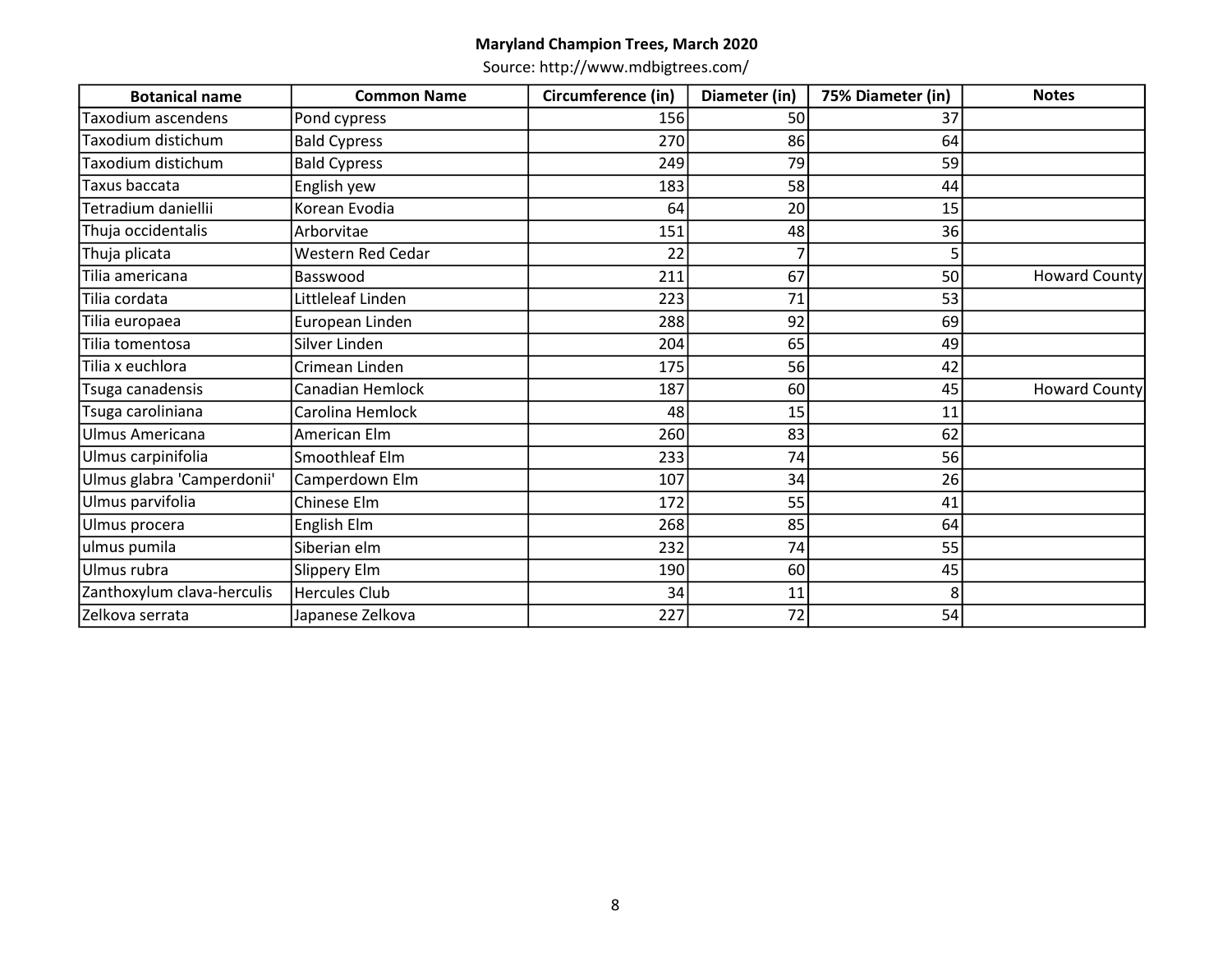**Maryland Champion Trees, March 2020**

Source: http://www.mdbigtrees.com/

| Botanical name | Common Name | Circumference (in) | Diameter (in) | 75% Diameter (in) | Notes |
|---|---|---|---|---|---|
| Taxodium ascendens | Pond cypress | 156 | 50 | 37 | |
| Taxodium distichum | Bald Cypress | 270 | 86 | 64 | |
| Taxodium distichum | Bald Cypress | 249 | 79 | 59 | |
| Taxus baccata | English yew | 183 | 58 | 44 | |
| Tetradium daniellii | Korean Evodia | 64 | 20 | 15 | |
| Thuja occidentalis | Arborvitae | 151 | 48 | 36 | |
| Thuja plicata | Western Red Cedar | 22 | 7 | 5 | |
| Tilia americana | Basswood | 211 | 67 | 50 | Howard County |
| Tilia cordata | Littleleaf Linden | 223 | 71 | 53 | |
| Tilia europaea | European Linden | 288 | 92 | 69 | |
| Tilia tomentosa | Silver Linden | 204 | 65 | 49 | |
| Tilia x euchlora | Crimean Linden | 175 | 56 | 42 | |
| Tsuga canadensis | Canadian Hemlock | 187 | 60 | 45 | Howard County |
| Tsuga caroliniana | Carolina Hemlock | 48 | 15 | 11 | |
| Ulmus Americana | American Elm | 260 | 83 | 62 | |
| Ulmus carpinifolia | Smoothleaf Elm | 233 | 74 | 56 | |
| Ulmus glabra 'Camperdonii' | Camperdown Elm | 107 | 34 | 26 | |
| Ulmus parvifolia | Chinese Elm | 172 | 55 | 41 | |
| Ulmus procera | English Elm | 268 | 85 | 64 | |
| ulmus pumila | Siberian elm | 232 | 74 | 55 | |
| Ulmus rubra | Slippery Elm | 190 | 60 | 45 | |
| Zanthoxylum clava-herculis | Hercules Club | 34 | 11 | 8 | |
| Zelkova serrata | Japanese Zelkova | 227 | 72 | 54 | |